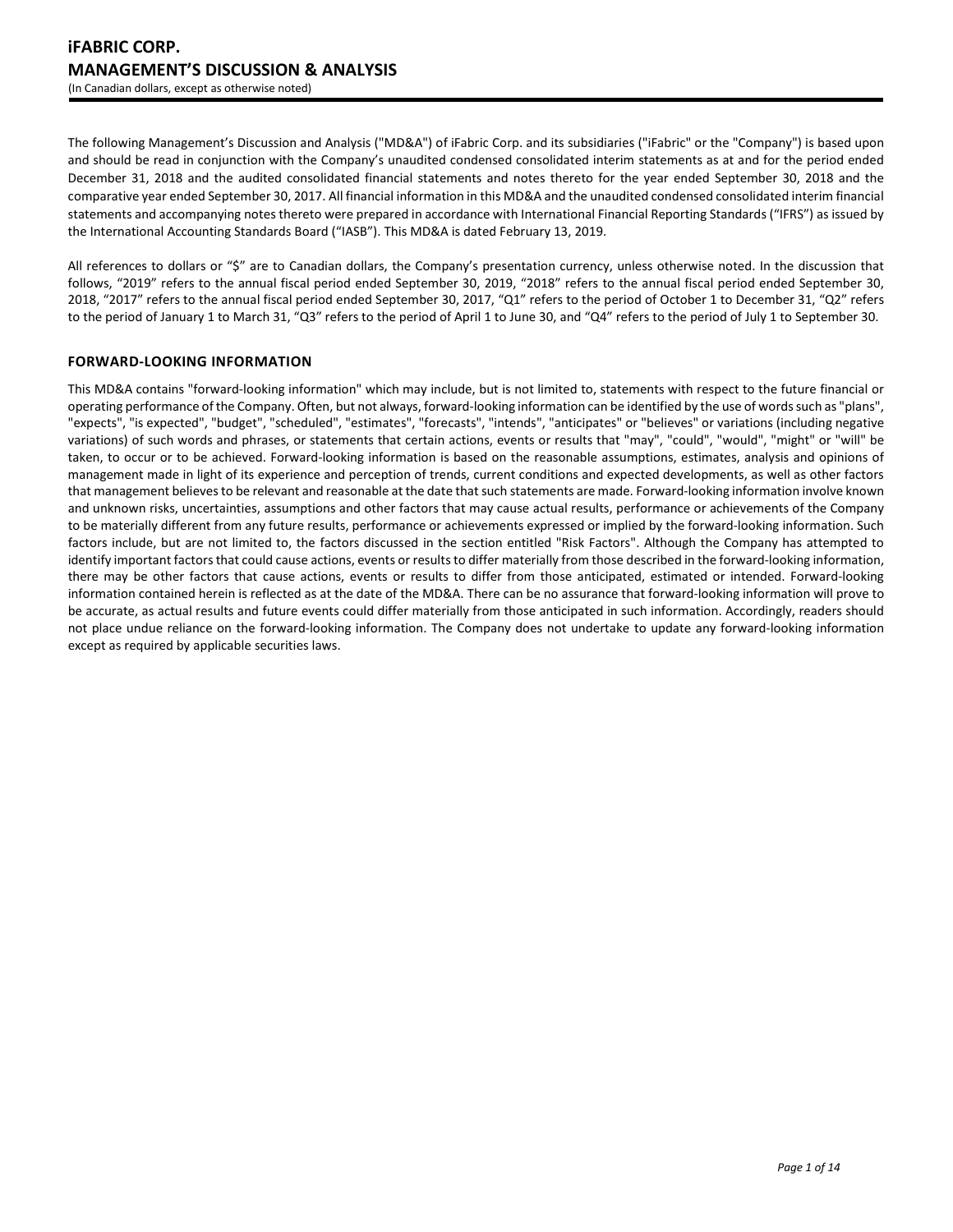The following Management's Discussion and Analysis ("MD&A") of iFabric Corp. and its subsidiaries ("iFabric" or the "Company") is based upon and should be read in conjunction with the Company's unaudited condensed consolidated interim statements as at and for the period ended December 31, 2018 and the audited consolidated financial statements and notes thereto for the year ended September 30, 2018 and the comparative year ended September 30, 2017. All financial information in this MD&A and the unaudited condensed consolidated interim financial statements and accompanying notes thereto were prepared in accordance with International Financial Reporting Standards ("IFRS") as issued by the International Accounting Standards Board ("IASB"). This MD&A is dated February 13, 2019.

All references to dollars or "$" are to Canadian dollars, the Company's presentation currency, unless otherwise noted. In the discussion that follows, "2019" refers to the annual fiscal period ended September 30, 2019, "2018" refers to the annual fiscal period ended September 30, 2018, "2017" refers to the annual fiscal period ended September 30, 2017, "Q1" refers to the period of October 1 to December 31, "Q2" refers to the period of January 1 to March 31, "Q3" refers to the period of April 1 to June 30, and "Q4" refers to the period of July 1 to September 30.

## FORWARD-LOOKING INFORMATION

This MD&A contains "forward-looking information" which may include, but is not limited to, statements with respect to the future financial or operating performance of the Company. Often, but not always, forward-looking information can be identified by the use of words such as "plans", "expects", "is expected", "budget", "scheduled", "estimates", "forecasts", "intends", "anticipates" or "believes" or variations (including negative variations) of such words and phrases, or statements that certain actions, events or results that "may", "could", "would", "might" or "will" be taken, to occur or to be achieved. Forward-looking information is based on the reasonable assumptions, estimates, analysis and opinions of management made in light of its experience and perception of trends, current conditions and expected developments, as well as other factors that management believes to be relevant and reasonable at the date that such statements are made. Forward-looking information involve known and unknown risks, uncertainties, assumptions and other factors that may cause actual results, performance or achievements of the Company to be materially different from any future results, performance or achievements expressed or implied by the forward-looking information. Such factors include, but are not limited to, the factors discussed in the section entitled "Risk Factors". Although the Company has attempted to identify important factors that could cause actions, events or results to differ materially from those described in the forward-looking information, there may be other factors that cause actions, events or results to differ from those anticipated, estimated or intended. Forward-looking information contained herein is reflected as at the date of the MD&A. There can be no assurance that forward-looking information will prove to be accurate, as actual results and future events could differ materially from those anticipated in such information. Accordingly, readers should not place undue reliance on the forward-looking information. The Company does not undertake to update any forward-looking information except as required by applicable securities laws.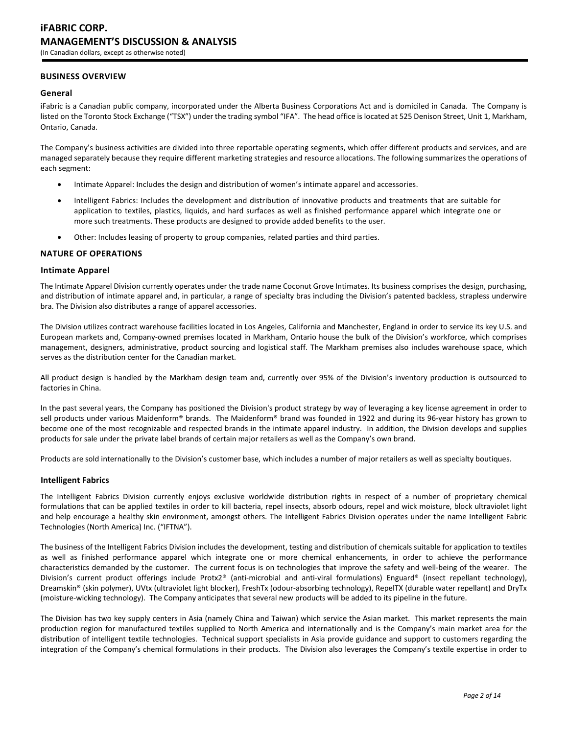## BUSINESS OVERVIEW

### General

iFabric is a Canadian public company, incorporated under the Alberta Business Corporations Act and is domiciled in Canada. The Company is listed on the Toronto Stock Exchange ("TSX") under the trading symbol "IFA". The head office is located at 525 Denison Street, Unit 1, Markham, Ontario, Canada.

The Company's business activities are divided into three reportable operating segments, which offer different products and services, and are managed separately because they require different marketing strategies and resource allocations. The following summarizes the operations of each segment:

- Intimate Apparel: Includes the design and distribution of women's intimate apparel and accessories.
- Intelligent Fabrics: Includes the development and distribution of innovative products and treatments that are suitable for application to textiles, plastics, liquids, and hard surfaces as well as finished performance apparel which integrate one or more such treatments. These products are designed to provide added benefits to the user.
- Other: Includes leasing of property to group companies, related parties and third parties.

## NATURE OF OPERATIONS

### Intimate Apparel

The Intimate Apparel Division currently operates under the trade name Coconut Grove Intimates. Its business comprises the design, purchasing, and distribution of intimate apparel and, in particular, a range of specialty bras including the Division's patented backless, strapless underwire bra. The Division also distributes a range of apparel accessories.

The Division utilizes contract warehouse facilities located in Los Angeles, California and Manchester, England in order to service its key U.S. and European markets and, Company-owned premises located in Markham, Ontario house the bulk of the Division's workforce, which comprises management, designers, administrative, product sourcing and logistical staff. The Markham premises also includes warehouse space, which serves as the distribution center for the Canadian market.

All product design is handled by the Markham design team and, currently over 95% of the Division's inventory production is outsourced to factories in China.

In the past several years, the Company has positioned the Division's product strategy by way of leveraging a key license agreement in order to sell products under various Maidenform® brands. The Maidenform® brand was founded in 1922 and during its 96-year history has grown to become one of the most recognizable and respected brands in the intimate apparel industry. In addition, the Division develops and supplies products for sale under the private label brands of certain major retailers as well as the Company's own brand.

Products are sold internationally to the Division's customer base, which includes a number of major retailers as well as specialty boutiques.

### Intelligent Fabrics

The Intelligent Fabrics Division currently enjoys exclusive worldwide distribution rights in respect of a number of proprietary chemical formulations that can be applied textiles in order to kill bacteria, repel insects, absorb odours, repel and wick moisture, block ultraviolet light and help encourage a healthy skin environment, amongst others. The Intelligent Fabrics Division operates under the name Intelligent Fabric Technologies (North America) Inc. ("IFTNA").

The business of the Intelligent Fabrics Division includes the development, testing and distribution of chemicals suitable for application to textiles as well as finished performance apparel which integrate one or more chemical enhancements, in order to achieve the performance characteristics demanded by the customer. The current focus is on technologies that improve the safety and well-being of the wearer. The Division's current product offerings include Protx2® (anti-microbial and anti-viral formulations) Enguard® (insect repellant technology), Dreamskin® (skin polymer), UVtx (ultraviolet light blocker), FreshTx (odour-absorbing technology), RepelTX (durable water repellant) and DryTx (moisture-wicking technology). The Company anticipates that several new products will be added to its pipeline in the future.

The Division has two key supply centers in Asia (namely China and Taiwan) which service the Asian market. This market represents the main production region for manufactured textiles supplied to North America and internationally and is the Company's main market area for the distribution of intelligent textile technologies. Technical support specialists in Asia provide guidance and support to customers regarding the integration of the Company's chemical formulations in their products. The Division also leverages the Company's textile expertise in order to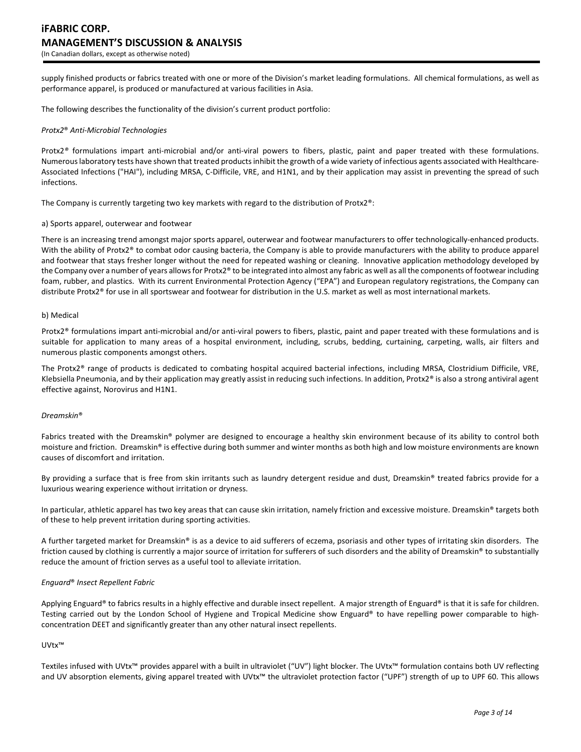supply finished products or fabrics treated with one or more of the Division's market leading formulations. All chemical formulations, as well as performance apparel, is produced or manufactured at various facilities in Asia.

The following describes the functionality of the division's current product portfolio:

*Protx2® Anti-Microbial Technologies*

Protx2® formulations impart anti-microbial and/or anti-viral powers to fibers, plastic, paint and paper treated with these formulations. Numerous laboratory tests have shown that treated products inhibit the growth of a wide variety of infectious agents associated with Healthcare-Associated Infections ("HAI"), including MRSA, C-Difficile, VRE, and H1N1, and by their application may assist in preventing the spread of such infections.

The Company is currently targeting two key markets with regard to the distribution of Protx2®:

a) Sports apparel, outerwear and footwear

There is an increasing trend amongst major sports apparel, outerwear and footwear manufacturers to offer technologically-enhanced products. With the ability of Protx2® to combat odor causing bacteria, the Company is able to provide manufacturers with the ability to produce apparel and footwear that stays fresher longer without the need for repeated washing or cleaning. Innovative application methodology developed by the Company over a number of years allows for Protx2® to be integrated into almost any fabric as well as all the components of footwear including foam, rubber, and plastics. With its current Environmental Protection Agency ("EPA") and European regulatory registrations, the Company can distribute Protx2® for use in all sportswear and footwear for distribution in the U.S. market as well as most international markets.

b) Medical

Protx2® formulations impart anti-microbial and/or anti-viral powers to fibers, plastic, paint and paper treated with these formulations and is suitable for application to many areas of a hospital environment, including, scrubs, bedding, curtaining, carpeting, walls, air filters and numerous plastic components amongst others.

The Protx2® range of products is dedicated to combating hospital acquired bacterial infections, including MRSA, Clostridium Difficile, VRE, Klebsiella Pneumonia, and by their application may greatly assist in reducing such infections. In addition, Protx2® is also a strong antiviral agent effective against, Norovirus and H1N1.

*Dreamskin®*

Fabrics treated with the Dreamskin® polymer are designed to encourage a healthy skin environment because of its ability to control both moisture and friction. Dreamskin® is effective during both summer and winter months as both high and low moisture environments are known causes of discomfort and irritation.

By providing a surface that is free from skin irritants such as laundry detergent residue and dust, Dreamskin® treated fabrics provide for a luxurious wearing experience without irritation or dryness.

In particular, athletic apparel has two key areas that can cause skin irritation, namely friction and excessive moisture. Dreamskin® targets both of these to help prevent irritation during sporting activities.

A further targeted market for Dreamskin® is as a device to aid sufferers of eczema, psoriasis and other types of irritating skin disorders. The friction caused by clothing is currently a major source of irritation for sufferers of such disorders and the ability of Dreamskin® to substantially reduce the amount of friction serves as a useful tool to alleviate irritation.

*Enguard® Insect Repellent Fabric*

Applying Enguard® to fabrics results in a highly effective and durable insect repellent. A major strength of Enguard® is that it is safe for children. Testing carried out by the London School of Hygiene and Tropical Medicine show Enguard® to have repelling power comparable to high-concentration DEET and significantly greater than any other natural insect repellents.

UVtx™

Textiles infused with UVtx™ provides apparel with a built in ultraviolet ("UV") light blocker. The UVtx™ formulation contains both UV reflecting and UV absorption elements, giving apparel treated with UVtx™ the ultraviolet protection factor ("UPF") strength of up to UPF 60. This allows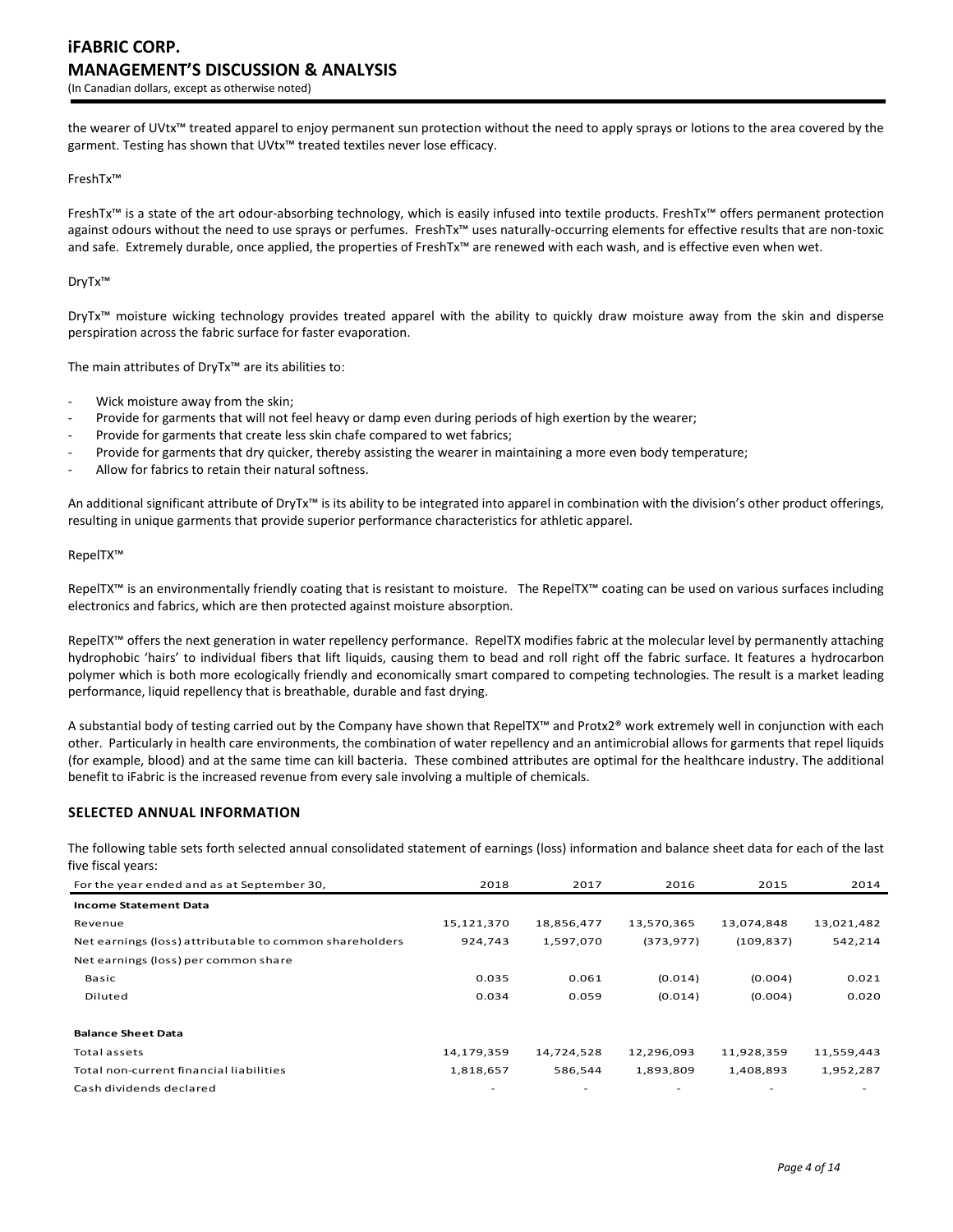the wearer of UVtx™ treated apparel to enjoy permanent sun protection without the need to apply sprays or lotions to the area covered by the garment. Testing has shown that UVtx™ treated textiles never lose efficacy.

FreshTx™

FreshTx™ is a state of the art odour-absorbing technology, which is easily infused into textile products. FreshTx™ offers permanent protection against odours without the need to use sprays or perfumes. FreshTx™ uses naturally-occurring elements for effective results that are non-toxic and safe. Extremely durable, once applied, the properties of FreshTx™ are renewed with each wash, and is effective even when wet.

DryTx™

DryTx™ moisture wicking technology provides treated apparel with the ability to quickly draw moisture away from the skin and disperse perspiration across the fabric surface for faster evaporation.

The main attributes of DryTx™ are its abilities to:

- Wick moisture away from the skin;
- Provide for garments that will not feel heavy or damp even during periods of high exertion by the wearer;
- Provide for garments that create less skin chafe compared to wet fabrics;
- Provide for garments that dry quicker, thereby assisting the wearer in maintaining a more even body temperature;
- Allow for fabrics to retain their natural softness.

An additional significant attribute of DryTx™ is its ability to be integrated into apparel in combination with the division's other product offerings, resulting in unique garments that provide superior performance characteristics for athletic apparel.

RepelTX™

RepelTX™ is an environmentally friendly coating that is resistant to moisture. The RepelTX™ coating can be used on various surfaces including electronics and fabrics, which are then protected against moisture absorption.

RepelTX™ offers the next generation in water repellency performance. RepelTX modifies fabric at the molecular level by permanently attaching hydrophobic 'hairs' to individual fibers that lift liquids, causing them to bead and roll right off the fabric surface. It features a hydrocarbon polymer which is both more ecologically friendly and economically smart compared to competing technologies. The result is a market leading performance, liquid repellency that is breathable, durable and fast drying.

A substantial body of testing carried out by the Company have shown that RepelTX™ and Protx2® work extremely well in conjunction with each other. Particularly in health care environments, the combination of water repellency and an antimicrobial allows for garments that repel liquids (for example, blood) and at the same time can kill bacteria. These combined attributes are optimal for the healthcare industry. The additional benefit to iFabric is the increased revenue from every sale involving a multiple of chemicals.

## SELECTED ANNUAL INFORMATION

The following table sets forth selected annual consolidated statement of earnings (loss) information and balance sheet data for each of the last five fiscal years:

| For the year ended and as at September 30, | 2018 | 2017 | 2016 | 2015 | 2014 |
|---|---|---|---|---|---|
| **Income Statement Data** | | | | | |
| Revenue | 15,121,370 | 18,856,477 | 13,570,365 | 13,074,848 | 13,021,482 |
| Net earnings (loss) attributable to common shareholders | 924,743 | 1,597,070 | (373,977) | (109,837) | 542,214 |
| Net earnings (loss) per common share | | | | | |
| Basic | 0.035 | 0.061 | (0.014) | (0.004) | 0.021 |
| Diluted | 0.034 | 0.059 | (0.014) | (0.004) | 0.020 |
| **Balance Sheet Data** | | | | | |
| Total assets | 14,179,359 | 14,724,528 | 12,296,093 | 11,928,359 | 11,559,443 |
| Total non-current financial liabilities | 1,818,657 | 586,544 | 1,893,809 | 1,408,893 | 1,952,287 |
| Cash dividends declared | - | - | - | - | - |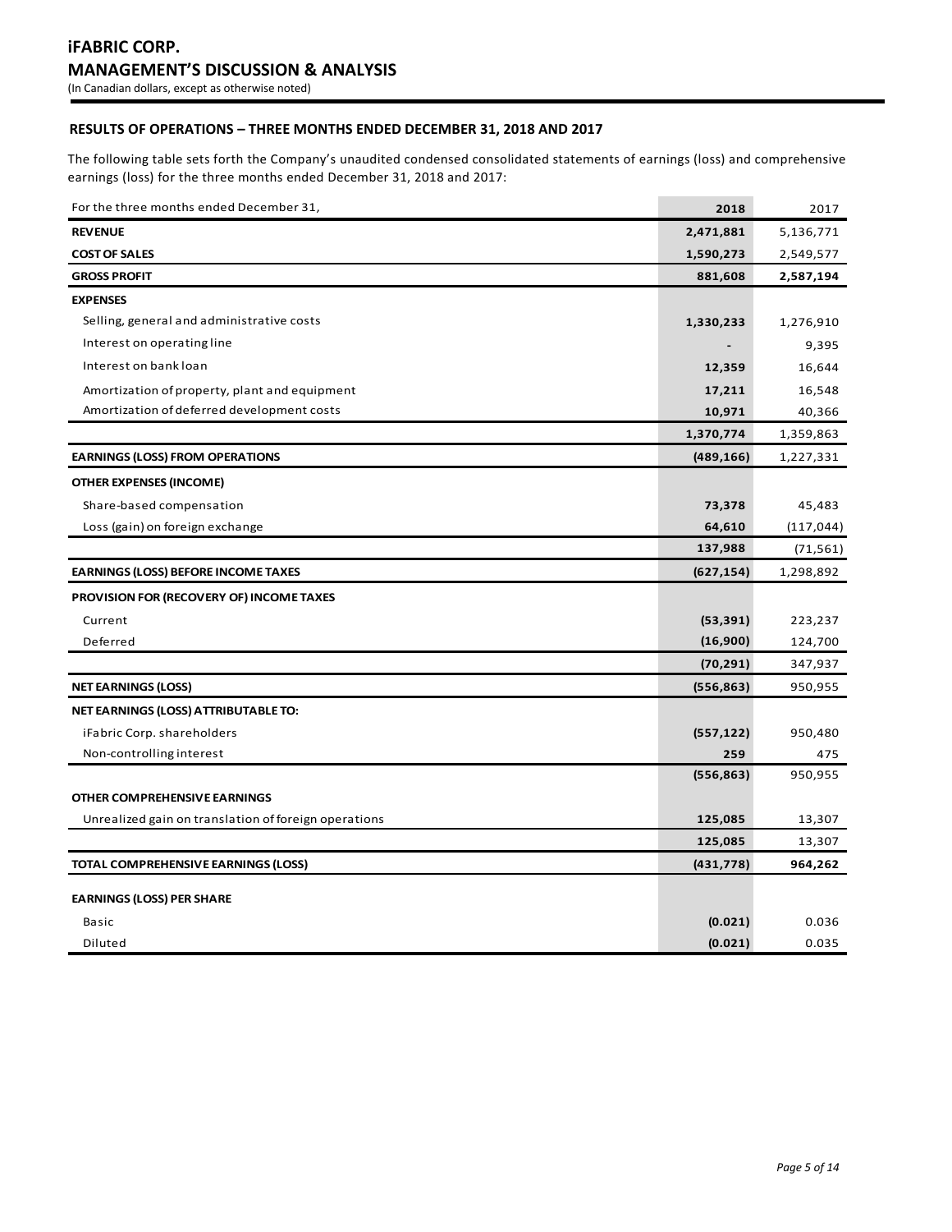## RESULTS OF OPERATIONS – THREE MONTHS ENDED DECEMBER 31, 2018 AND 2017

The following table sets forth the Company's unaudited condensed consolidated statements of earnings (loss) and comprehensive earnings (loss) for the three months ended December 31, 2018 and 2017:

| For the three months ended December 31, | 2018 | 2017 |
|---|---|---|
| **REVENUE** | **2,471,881** | 5,136,771 |
| **COST OF SALES** | **1,590,273** | 2,549,577 |
| **GROSS PROFIT** | **881,608** | **2,587,194** |
| **EXPENSES** | | |
| Selling, general and administrative costs | **1,330,233** | 1,276,910 |
| Interest on operating line | **-** | 9,395 |
| Interest on bank loan | **12,359** | 16,644 |
| Amortization of property, plant and equipment | **17,211** | 16,548 |
| Amortization of deferred development costs | **10,971** | 40,366 |
| | **1,370,774** | 1,359,863 |
| **EARNINGS (LOSS) FROM OPERATIONS** | **(489,166)** | 1,227,331 |
| **OTHER EXPENSES (INCOME)** | | |
| Share-based compensation | **73,378** | 45,483 |
| Loss (gain) on foreign exchange | **64,610** | (117,044) |
| | **137,988** | (71,561) |
| **EARNINGS (LOSS) BEFORE INCOME TAXES** | **(627,154)** | 1,298,892 |
| **PROVISION FOR (RECOVERY OF) INCOME TAXES** | | |
| Current | **(53,391)** | 223,237 |
| Deferred | **(16,900)** | 124,700 |
| | **(70,291)** | 347,937 |
| **NET EARNINGS (LOSS)** | **(556,863)** | 950,955 |
| **NET EARNINGS (LOSS) ATTRIBUTABLE TO:** | | |
| iFabric Corp. shareholders | **(557,122)** | 950,480 |
| Non-controlling interest | **259** | 475 |
| | **(556,863)** | 950,955 |
| **OTHER COMPREHENSIVE EARNINGS** | | |
| Unrealized gain on translation of foreign operations | **125,085** | 13,307 |
| | **125,085** | 13,307 |
| **TOTAL COMPREHENSIVE EARNINGS (LOSS)** | **(431,778)** | **964,262** |
| **EARNINGS (LOSS) PER SHARE** | | |
| Basic | **(0.021)** | 0.036 |
| Diluted | **(0.021)** | 0.035 |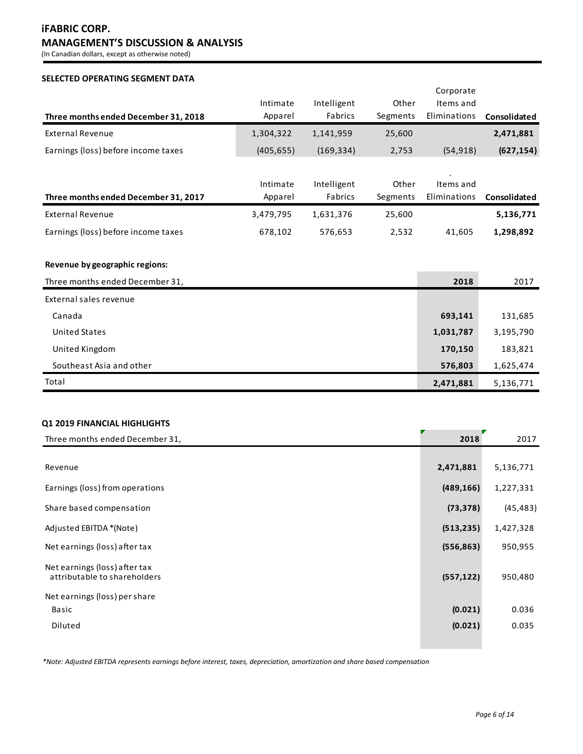# iFABRIC CORP.
## MANAGEMENT'S DISCUSSION & ANALYSIS
(In Canadian dollars, except as otherwise noted)

**SELECTED OPERATING SEGMENT DATA**

| Three months ended December 31, 2018 | Intimate Apparel | Intelligent Fabrics | Other Segments | Corporate Items and Eliminations | Consolidated |
|---|---|---|---|---|---|
| External Revenue | 1,304,322 | 1,141,959 | 25,600 | | **2,471,881** |
| Earnings (loss) before income taxes | (405,655) | (169,334) | 2,753 | (54,918) | **(627,154)** |

| Three months ended December 31, 2017 | Intimate Apparel | Intelligent Fabrics | Other Segments | Items and Eliminations | Consolidated |
|---|---|---|---|---|---|
| External Revenue | 3,479,795 | 1,631,376 | 25,600 | | **5,136,771** |
| Earnings (loss) before income taxes | 678,102 | 576,653 | 2,532 | 41,605 | **1,298,892** |

**Revenue by geographic regions:**

| Three months ended December 31, | 2018 | 2017 |
|---|---|---|
| External sales revenue | | |
| Canada | **693,141** | 131,685 |
| United States | **1,031,787** | 3,195,790 |
| United Kingdom | **170,150** | 183,821 |
| Southeast Asia and other | **576,803** | 1,625,474 |
| Total | **2,471,881** | 5,136,771 |

**Q1 2019 FINANCIAL HIGHLIGHTS**

| Three months ended December 31, | 2018 | 2017 |
|---|---|---|
| Revenue | **2,471,881** | 5,136,771 |
| Earnings (loss) from operations | **(489,166)** | 1,227,331 |
| Share based compensation | **(73,378)** | (45,483) |
| Adjusted EBITDA *(Note) | **(513,235)** | 1,427,328 |
| Net earnings (loss) after tax | **(556,863)** | 950,955 |
| Net earnings (loss) after tax attributable to shareholders | **(557,122)** | 950,480 |
| Net earnings (loss) per share | | |
| Basic | **(0.021)** | 0.036 |
| Diluted | **(0.021)** | 0.035 |

*\*Note: Adjusted EBITDA represents earnings before interest, taxes, depreciation, amortization and share based compensation*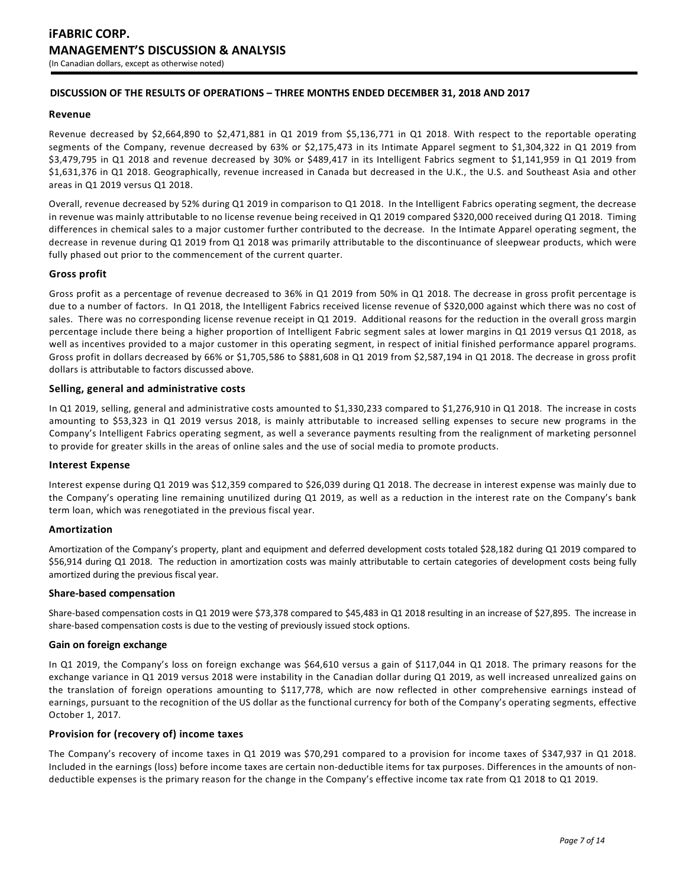## DISCUSSION OF THE RESULTS OF OPERATIONS – THREE MONTHS ENDED DECEMBER 31, 2018 AND 2017

### Revenue

Revenue decreased by $2,664,890 to $2,471,881 in Q1 2019 from $5,136,771 in Q1 2018. With respect to the reportable operating segments of the Company, revenue decreased by 63% or $2,175,473 in its Intimate Apparel segment to $1,304,322 in Q1 2019 from $3,479,795 in Q1 2018 and revenue decreased by 30% or $489,417 in its Intelligent Fabrics segment to $1,141,959 in Q1 2019 from $1,631,376 in Q1 2018. Geographically, revenue increased in Canada but decreased in the U.K., the U.S. and Southeast Asia and other areas in Q1 2019 versus Q1 2018.

Overall, revenue decreased by 52% during Q1 2019 in comparison to Q1 2018. In the Intelligent Fabrics operating segment, the decrease in revenue was mainly attributable to no license revenue being received in Q1 2019 compared $320,000 received during Q1 2018. Timing differences in chemical sales to a major customer further contributed to the decrease. In the Intimate Apparel operating segment, the decrease in revenue during Q1 2019 from Q1 2018 was primarily attributable to the discontinuance of sleepwear products, which were fully phased out prior to the commencement of the current quarter.

### Gross profit

Gross profit as a percentage of revenue decreased to 36% in Q1 2019 from 50% in Q1 2018. The decrease in gross profit percentage is due to a number of factors. In Q1 2018, the Intelligent Fabrics received license revenue of $320,000 against which there was no cost of sales. There was no corresponding license revenue receipt in Q1 2019. Additional reasons for the reduction in the overall gross margin percentage include there being a higher proportion of Intelligent Fabric segment sales at lower margins in Q1 2019 versus Q1 2018, as well as incentives provided to a major customer in this operating segment, in respect of initial finished performance apparel programs. Gross profit in dollars decreased by 66% or $1,705,586 to $881,608 in Q1 2019 from $2,587,194 in Q1 2018. The decrease in gross profit dollars is attributable to factors discussed above.

### Selling, general and administrative costs

In Q1 2019, selling, general and administrative costs amounted to $1,330,233 compared to $1,276,910 in Q1 2018. The increase in costs amounting to $53,323 in Q1 2019 versus 2018, is mainly attributable to increased selling expenses to secure new programs in the Company's Intelligent Fabrics operating segment, as well a severance payments resulting from the realignment of marketing personnel to provide for greater skills in the areas of online sales and the use of social media to promote products.

### Interest Expense

Interest expense during Q1 2019 was $12,359 compared to $26,039 during Q1 2018. The decrease in interest expense was mainly due to the Company's operating line remaining unutilized during Q1 2019, as well as a reduction in the interest rate on the Company's bank term loan, which was renegotiated in the previous fiscal year.

### Amortization

Amortization of the Company's property, plant and equipment and deferred development costs totaled $28,182 during Q1 2019 compared to $56,914 during Q1 2018. The reduction in amortization costs was mainly attributable to certain categories of development costs being fully amortized during the previous fiscal year.

### Share-based compensation

Share-based compensation costs in Q1 2019 were $73,378 compared to $45,483 in Q1 2018 resulting in an increase of $27,895. The increase in share-based compensation costs is due to the vesting of previously issued stock options.

### Gain on foreign exchange

In Q1 2019, the Company's loss on foreign exchange was $64,610 versus a gain of $117,044 in Q1 2018. The primary reasons for the exchange variance in Q1 2019 versus 2018 were instability in the Canadian dollar during Q1 2019, as well increased unrealized gains on the translation of foreign operations amounting to $117,778, which are now reflected in other comprehensive earnings instead of earnings, pursuant to the recognition of the US dollar as the functional currency for both of the Company's operating segments, effective October 1, 2017.

### Provision for (recovery of) income taxes

The Company's recovery of income taxes in Q1 2019 was $70,291 compared to a provision for income taxes of $347,937 in Q1 2018. Included in the earnings (loss) before income taxes are certain non-deductible items for tax purposes. Differences in the amounts of non-deductible expenses is the primary reason for the change in the Company's effective income tax rate from Q1 2018 to Q1 2019.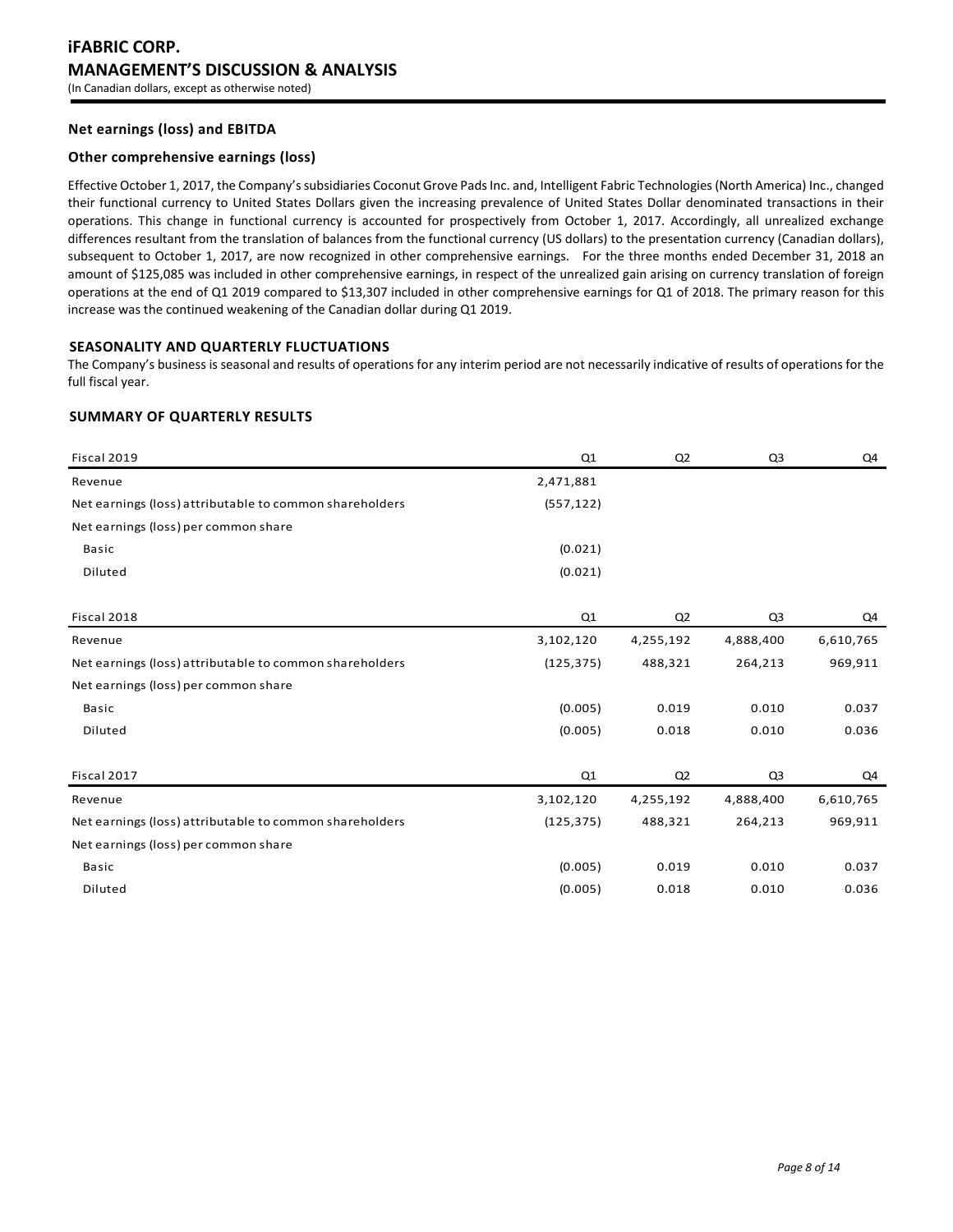### Net earnings (loss) and EBITDA

### Other comprehensive earnings (loss)

Effective October 1, 2017, the Company's subsidiaries Coconut Grove Pads Inc. and, Intelligent Fabric Technologies (North America) Inc., changed their functional currency to United States Dollars given the increasing prevalence of United States Dollar denominated transactions in their operations. This change in functional currency is accounted for prospectively from October 1, 2017. Accordingly, all unrealized exchange differences resultant from the translation of balances from the functional currency (US dollars) to the presentation currency (Canadian dollars), subsequent to October 1, 2017, are now recognized in other comprehensive earnings. For the three months ended December 31, 2018 an amount of $125,085 was included in other comprehensive earnings, in respect of the unrealized gain arising on currency translation of foreign operations at the end of Q1 2019 compared to $13,307 included in other comprehensive earnings for Q1 of 2018. The primary reason for this increase was the continued weakening of the Canadian dollar during Q1 2019.

## SEASONALITY AND QUARTERLY FLUCTUATIONS

The Company's business is seasonal and results of operations for any interim period are not necessarily indicative of results of operations for the full fiscal year.

## SUMMARY OF QUARTERLY RESULTS

| Fiscal 2019 | Q1 | Q2 | Q3 | Q4 |
|---|---|---|---|---|
| Revenue | 2,471,881 | | | |
| Net earnings (loss) attributable to common shareholders | (557,122) | | | |
| Net earnings (loss) per common share | | | | |
| Basic | (0.021) | | | |
| Diluted | (0.021) | | | |

| Fiscal 2018 | Q1 | Q2 | Q3 | Q4 |
|---|---|---|---|---|
| Revenue | 3,102,120 | 4,255,192 | 4,888,400 | 6,610,765 |
| Net earnings (loss) attributable to common shareholders | (125,375) | 488,321 | 264,213 | 969,911 |
| Net earnings (loss) per common share | | | | |
| Basic | (0.005) | 0.019 | 0.010 | 0.037 |
| Diluted | (0.005) | 0.018 | 0.010 | 0.036 |

| Fiscal 2017 | Q1 | Q2 | Q3 | Q4 |
|---|---|---|---|---|
| Revenue | 3,102,120 | 4,255,192 | 4,888,400 | 6,610,765 |
| Net earnings (loss) attributable to common shareholders | (125,375) | 488,321 | 264,213 | 969,911 |
| Net earnings (loss) per common share | | | | |
| Basic | (0.005) | 0.019 | 0.010 | 0.037 |
| Diluted | (0.005) | 0.018 | 0.010 | 0.036 |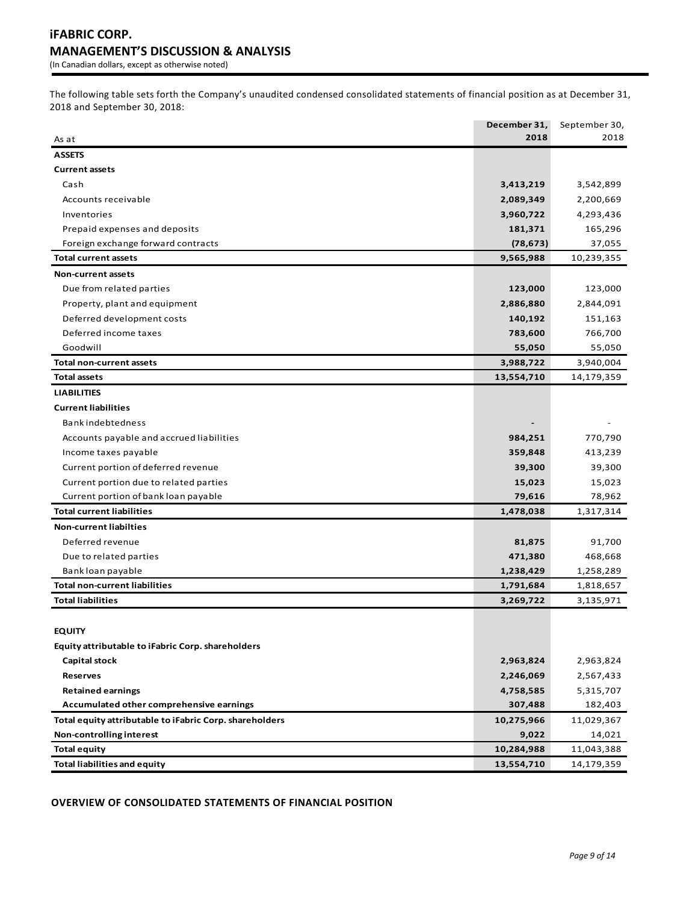The following table sets forth the Company's unaudited condensed consolidated statements of financial position as at December 31, 2018 and September 30, 2018:

| As at | December 31, 2018 | September 30, 2018 |
|---|---|---|
| **ASSETS** | | |
| **Current assets** | | |
| Cash | **3,413,219** | 3,542,899 |
| Accounts receivable | **2,089,349** | 2,200,669 |
| Inventories | **3,960,722** | 4,293,436 |
| Prepaid expenses and deposits | **181,371** | 165,296 |
| Foreign exchange forward contracts | **(78,673)** | 37,055 |
| **Total current assets** | **9,565,988** | 10,239,355 |
| **Non-current assets** | | |
| Due from related parties | **123,000** | 123,000 |
| Property, plant and equipment | **2,886,880** | 2,844,091 |
| Deferred development costs | **140,192** | 151,163 |
| Deferred income taxes | **783,600** | 766,700 |
| Goodwill | **55,050** | 55,050 |
| **Total non-current assets** | **3,988,722** | 3,940,004 |
| **Total assets** | **13,554,710** | 14,179,359 |
| **LIABILITIES** | | |
| **Current liabilities** | | |
| Bank indebtedness | **-** | - |
| Accounts payable and accrued liabilities | **984,251** | 770,790 |
| Income taxes payable | **359,848** | 413,239 |
| Current portion of deferred revenue | **39,300** | 39,300 |
| Current portion due to related parties | **15,023** | 15,023 |
| Current portion of bank loan payable | **79,616** | 78,962 |
| **Total current liabilities** | **1,478,038** | 1,317,314 |
| **Non-current liabilties** | | |
| Deferred revenue | **81,875** | 91,700 |
| Due to related parties | **471,380** | 468,668 |
| Bank loan payable | **1,238,429** | 1,258,289 |
| **Total non-current liabilities** | **1,791,684** | 1,818,657 |
| **Total liabilities** | **3,269,722** | 3,135,971 |
| | | |
| **EQUITY** | | |
| **Equity attributable to iFabric Corp. shareholders** | | |
| **Capital stock** | **2,963,824** | 2,963,824 |
| **Reserves** | **2,246,069** | 2,567,433 |
| **Retained earnings** | **4,758,585** | 5,315,707 |
| **Accumulated other comprehensive earnings** | **307,488** | 182,403 |
| **Total equity attributable to iFabric Corp. shareholders** | **10,275,966** | 11,029,367 |
| **Non-controlling interest** | **9,022** | 14,021 |
| **Total equity** | **10,284,988** | 11,043,388 |
| **Total liabilities and equity** | **13,554,710** | 14,179,359 |

## OVERVIEW OF CONSOLIDATED STATEMENTS OF FINANCIAL POSITION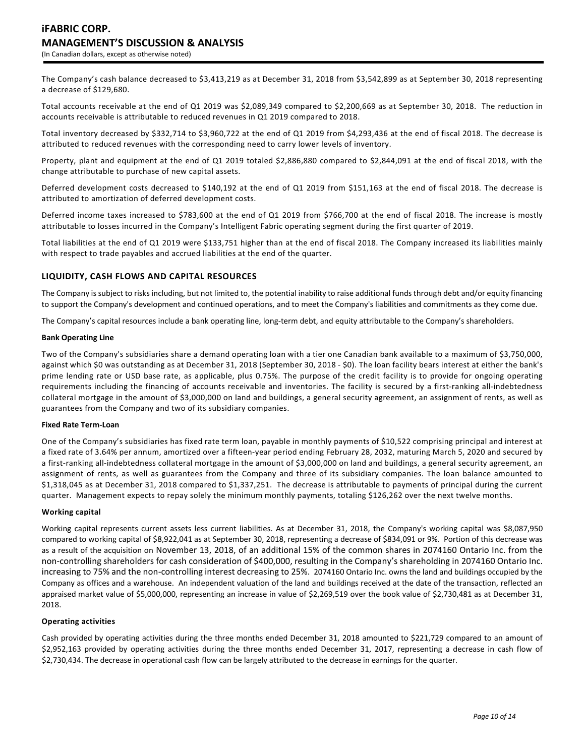The Company's cash balance decreased to $3,413,219 as at December 31, 2018 from $3,542,899 as at September 30, 2018 representing a decrease of $129,680.

Total accounts receivable at the end of Q1 2019 was $2,089,349 compared to $2,200,669 as at September 30, 2018. The reduction in accounts receivable is attributable to reduced revenues in Q1 2019 compared to 2018.

Total inventory decreased by $332,714 to $3,960,722 at the end of Q1 2019 from $4,293,436 at the end of fiscal 2018. The decrease is attributed to reduced revenues with the corresponding need to carry lower levels of inventory.

Property, plant and equipment at the end of Q1 2019 totaled $2,886,880 compared to $2,844,091 at the end of fiscal 2018, with the change attributable to purchase of new capital assets.

Deferred development costs decreased to $140,192 at the end of Q1 2019 from $151,163 at the end of fiscal 2018. The decrease is attributed to amortization of deferred development costs.

Deferred income taxes increased to $783,600 at the end of Q1 2019 from $766,700 at the end of fiscal 2018. The increase is mostly attributable to losses incurred in the Company's Intelligent Fabric operating segment during the first quarter of 2019.

Total liabilities at the end of Q1 2019 were $133,751 higher than at the end of fiscal 2018. The Company increased its liabilities mainly with respect to trade payables and accrued liabilities at the end of the quarter.

## LIQUIDITY, CASH FLOWS AND CAPITAL RESOURCES

The Company is subject to risks including, but not limited to, the potential inability to raise additional funds through debt and/or equity financing to support the Company's development and continued operations, and to meet the Company's liabilities and commitments as they come due.

The Company's capital resources include a bank operating line, long-term debt, and equity attributable to the Company's shareholders.

**Bank Operating Line**

Two of the Company's subsidiaries share a demand operating loan with a tier one Canadian bank available to a maximum of $3,750,000, against which $0 was outstanding as at December 31, 2018 (September 30, 2018 - $0). The loan facility bears interest at either the bank's prime lending rate or USD base rate, as applicable, plus 0.75%. The purpose of the credit facility is to provide for ongoing operating requirements including the financing of accounts receivable and inventories. The facility is secured by a first-ranking all-indebtedness collateral mortgage in the amount of $3,000,000 on land and buildings, a general security agreement, an assignment of rents, as well as guarantees from the Company and two of its subsidiary companies.

**Fixed Rate Term-Loan**

One of the Company's subsidiaries has fixed rate term loan, payable in monthly payments of $10,522 comprising principal and interest at a fixed rate of 3.64% per annum, amortized over a fifteen-year period ending February 28, 2032, maturing March 5, 2020 and secured by a first-ranking all-indebtedness collateral mortgage in the amount of $3,000,000 on land and buildings, a general security agreement, an assignment of rents, as well as guarantees from the Company and three of its subsidiary companies. The loan balance amounted to $1,318,045 as at December 31, 2018 compared to $1,337,251. The decrease is attributable to payments of principal during the current quarter. Management expects to repay solely the minimum monthly payments, totaling $126,262 over the next twelve months.

**Working capital**

Working capital represents current assets less current liabilities. As at December 31, 2018, the Company's working capital was $8,087,950 compared to working capital of $8,922,041 as at September 30, 2018, representing a decrease of $834,091 or 9%. Portion of this decrease was as a result of the acquisition on November 13, 2018, of an additional 15% of the common shares in 2074160 Ontario Inc. from the non-controlling shareholders for cash consideration of $400,000, resulting in the Company's shareholding in 2074160 Ontario Inc. increasing to 75% and the non-controlling interest decreasing to 25%. 2074160 Ontario Inc. owns the land and buildings occupied by the Company as offices and a warehouse. An independent valuation of the land and buildings received at the date of the transaction, reflected an appraised market value of $5,000,000, representing an increase in value of $2,269,519 over the book value of $2,730,481 as at December 31, 2018.

**Operating activities**

Cash provided by operating activities during the three months ended December 31, 2018 amounted to $221,729 compared to an amount of $2,952,163 provided by operating activities during the three months ended December 31, 2017, representing a decrease in cash flow of $2,730,434. The decrease in operational cash flow can be largely attributed to the decrease in earnings for the quarter.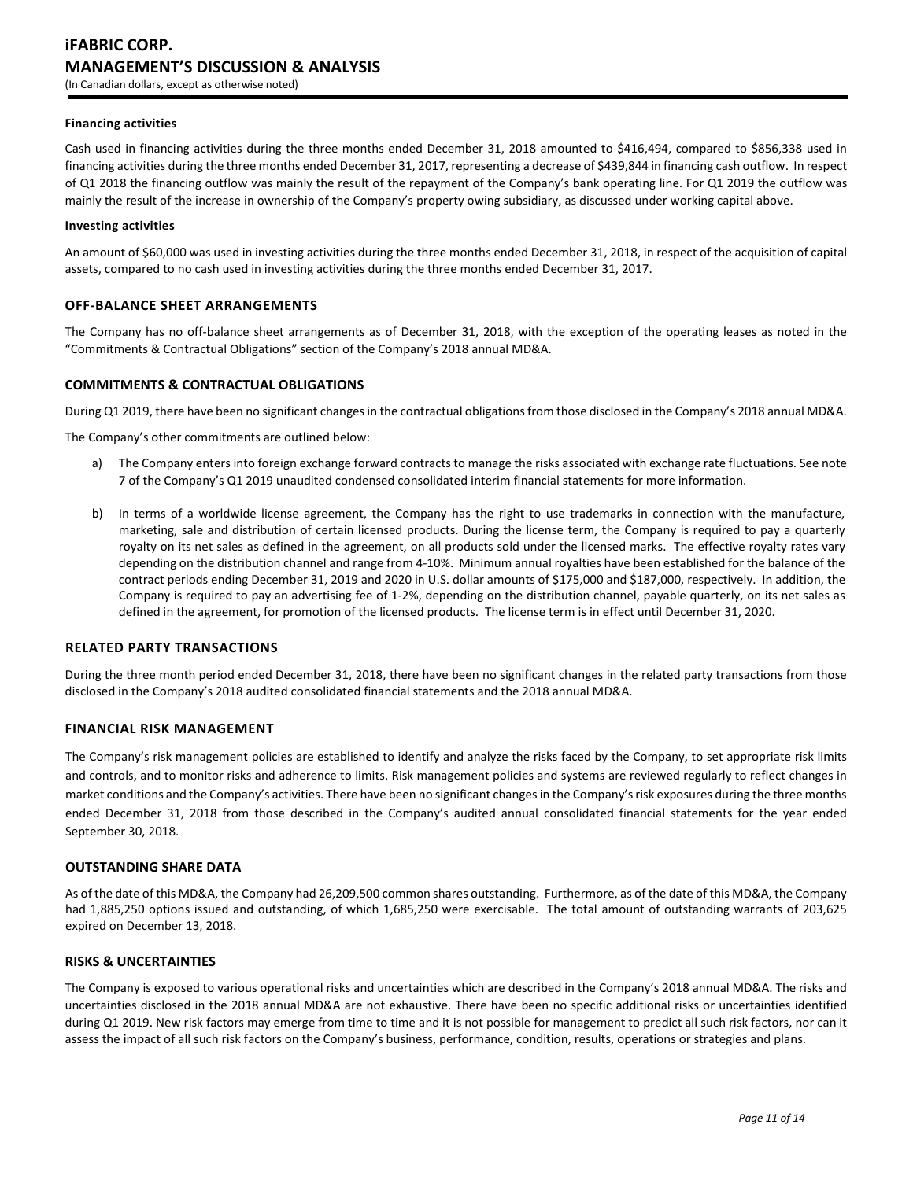#### Financing activities

Cash used in financing activities during the three months ended December 31, 2018 amounted to $416,494, compared to $856,338 used in financing activities during the three months ended December 31, 2017, representing a decrease of $439,844 in financing cash outflow. In respect of Q1 2018 the financing outflow was mainly the result of the repayment of the Company's bank operating line. For Q1 2019 the outflow was mainly the result of the increase in ownership of the Company's property owing subsidiary, as discussed under working capital above.

#### Investing activities

An amount of $60,000 was used in investing activities during the three months ended December 31, 2018, in respect of the acquisition of capital assets, compared to no cash used in investing activities during the three months ended December 31, 2017.

## OFF-BALANCE SHEET ARRANGEMENTS

The Company has no off-balance sheet arrangements as of December 31, 2018, with the exception of the operating leases as noted in the "Commitments & Contractual Obligations" section of the Company's 2018 annual MD&A.

## COMMITMENTS & CONTRACTUAL OBLIGATIONS

During Q1 2019, there have been no significant changes in the contractual obligations from those disclosed in the Company's 2018 annual MD&A.

The Company's other commitments are outlined below:

a) The Company enters into foreign exchange forward contracts to manage the risks associated with exchange rate fluctuations. See note 7 of the Company's Q1 2019 unaudited condensed consolidated interim financial statements for more information.

b) In terms of a worldwide license agreement, the Company has the right to use trademarks in connection with the manufacture, marketing, sale and distribution of certain licensed products. During the license term, the Company is required to pay a quarterly royalty on its net sales as defined in the agreement, on all products sold under the licensed marks. The effective royalty rates vary depending on the distribution channel and range from 4-10%. Minimum annual royalties have been established for the balance of the contract periods ending December 31, 2019 and 2020 in U.S. dollar amounts of $175,000 and $187,000, respectively. In addition, the Company is required to pay an advertising fee of 1-2%, depending on the distribution channel, payable quarterly, on its net sales as defined in the agreement, for promotion of the licensed products. The license term is in effect until December 31, 2020.

## RELATED PARTY TRANSACTIONS

During the three month period ended December 31, 2018, there have been no significant changes in the related party transactions from those disclosed in the Company's 2018 audited consolidated financial statements and the 2018 annual MD&A.

## FINANCIAL RISK MANAGEMENT

The Company's risk management policies are established to identify and analyze the risks faced by the Company, to set appropriate risk limits and controls, and to monitor risks and adherence to limits. Risk management policies and systems are reviewed regularly to reflect changes in market conditions and the Company's activities. There have been no significant changes in the Company's risk exposures during the three months ended December 31, 2018 from those described in the Company's audited annual consolidated financial statements for the year ended September 30, 2018.

## OUTSTANDING SHARE DATA

As of the date of this MD&A, the Company had 26,209,500 common shares outstanding. Furthermore, as of the date of this MD&A, the Company had 1,885,250 options issued and outstanding, of which 1,685,250 were exercisable. The total amount of outstanding warrants of 203,625 expired on December 13, 2018.

## RISKS & UNCERTAINTIES

The Company is exposed to various operational risks and uncertainties which are described in the Company's 2018 annual MD&A. The risks and uncertainties disclosed in the 2018 annual MD&A are not exhaustive. There have been no specific additional risks or uncertainties identified during Q1 2019. New risk factors may emerge from time to time and it is not possible for management to predict all such risk factors, nor can it assess the impact of all such risk factors on the Company's business, performance, condition, results, operations or strategies and plans.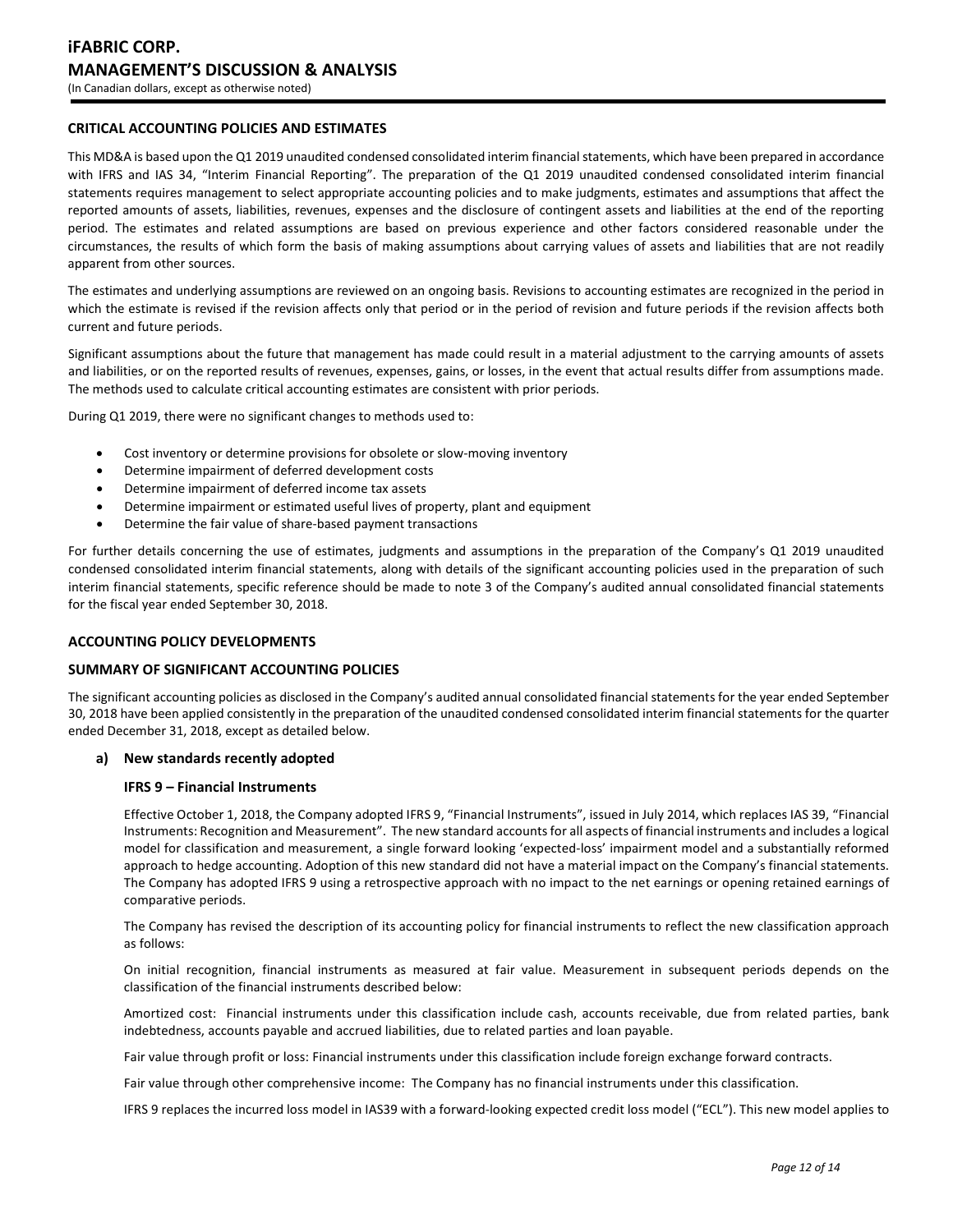## CRITICAL ACCOUNTING POLICIES AND ESTIMATES

This MD&A is based upon the Q1 2019 unaudited condensed consolidated interim financial statements, which have been prepared in accordance with IFRS and IAS 34, "Interim Financial Reporting". The preparation of the Q1 2019 unaudited condensed consolidated interim financial statements requires management to select appropriate accounting policies and to make judgments, estimates and assumptions that affect the reported amounts of assets, liabilities, revenues, expenses and the disclosure of contingent assets and liabilities at the end of the reporting period. The estimates and related assumptions are based on previous experience and other factors considered reasonable under the circumstances, the results of which form the basis of making assumptions about carrying values of assets and liabilities that are not readily apparent from other sources.

The estimates and underlying assumptions are reviewed on an ongoing basis. Revisions to accounting estimates are recognized in the period in which the estimate is revised if the revision affects only that period or in the period of revision and future periods if the revision affects both current and future periods.

Significant assumptions about the future that management has made could result in a material adjustment to the carrying amounts of assets and liabilities, or on the reported results of revenues, expenses, gains, or losses, in the event that actual results differ from assumptions made. The methods used to calculate critical accounting estimates are consistent with prior periods.

During Q1 2019, there were no significant changes to methods used to:

- Cost inventory or determine provisions for obsolete or slow-moving inventory
- Determine impairment of deferred development costs
- Determine impairment of deferred income tax assets
- Determine impairment or estimated useful lives of property, plant and equipment
- Determine the fair value of share-based payment transactions

For further details concerning the use of estimates, judgments and assumptions in the preparation of the Company's Q1 2019 unaudited condensed consolidated interim financial statements, along with details of the significant accounting policies used in the preparation of such interim financial statements, specific reference should be made to note 3 of the Company's audited annual consolidated financial statements for the fiscal year ended September 30, 2018.

## ACCOUNTING POLICY DEVELOPMENTS

## SUMMARY OF SIGNIFICANT ACCOUNTING POLICIES

The significant accounting policies as disclosed in the Company's audited annual consolidated financial statements for the year ended September 30, 2018 have been applied consistently in the preparation of the unaudited condensed consolidated interim financial statements for the quarter ended December 31, 2018, except as detailed below.

### a) New standards recently adopted

#### IFRS 9 – Financial Instruments

Effective October 1, 2018, the Company adopted IFRS 9, "Financial Instruments", issued in July 2014, which replaces IAS 39, "Financial Instruments: Recognition and Measurement". The new standard accounts for all aspects of financial instruments and includes a logical model for classification and measurement, a single forward looking 'expected-loss' impairment model and a substantially reformed approach to hedge accounting. Adoption of this new standard did not have a material impact on the Company's financial statements. The Company has adopted IFRS 9 using a retrospective approach with no impact to the net earnings or opening retained earnings of comparative periods.

The Company has revised the description of its accounting policy for financial instruments to reflect the new classification approach as follows:

On initial recognition, financial instruments as measured at fair value. Measurement in subsequent periods depends on the classification of the financial instruments described below:

Amortized cost: Financial instruments under this classification include cash, accounts receivable, due from related parties, bank indebtedness, accounts payable and accrued liabilities, due to related parties and loan payable.

Fair value through profit or loss: Financial instruments under this classification include foreign exchange forward contracts.

Fair value through other comprehensive income: The Company has no financial instruments under this classification.

IFRS 9 replaces the incurred loss model in IAS39 with a forward-looking expected credit loss model ("ECL"). This new model applies to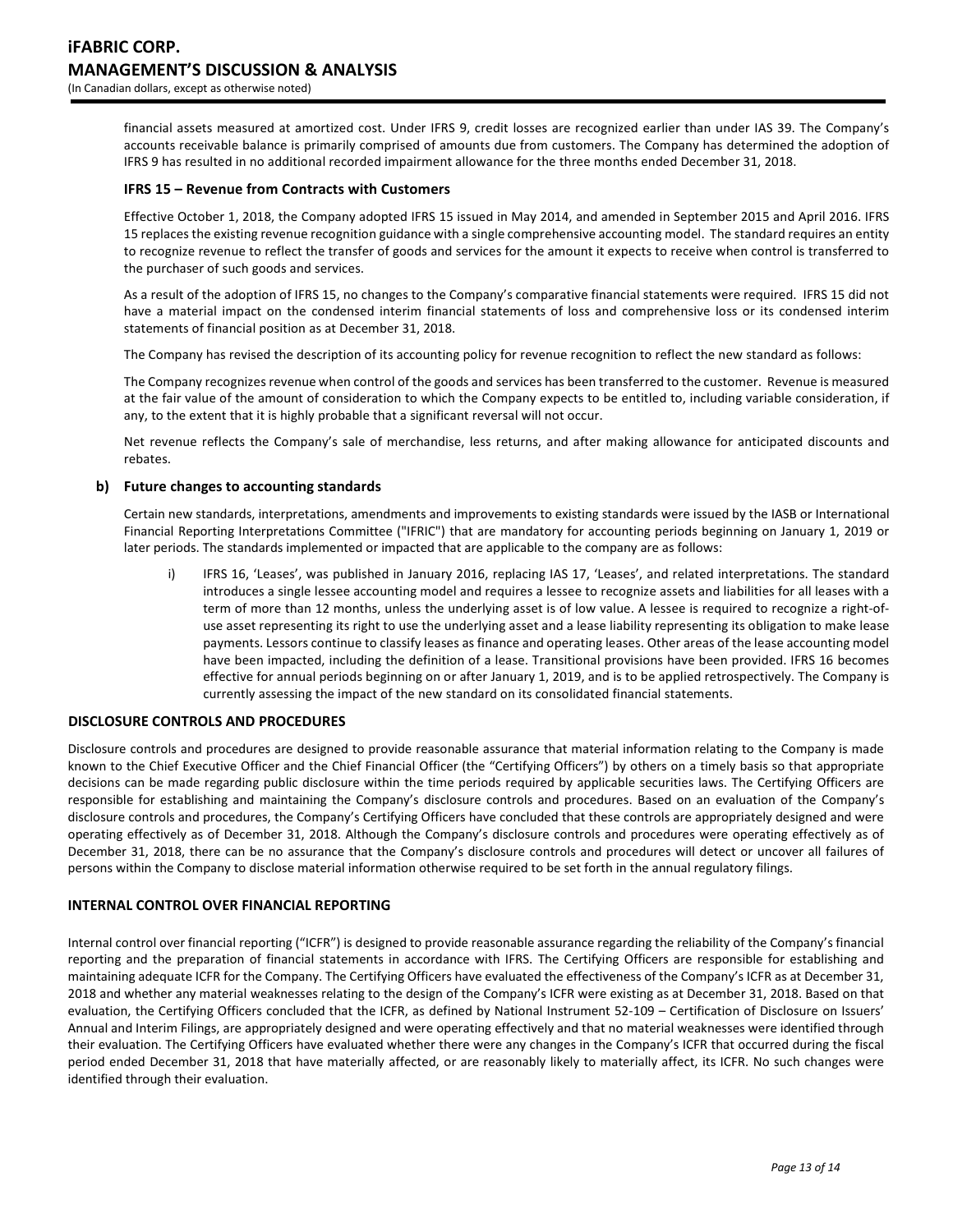financial assets measured at amortized cost. Under IFRS 9, credit losses are recognized earlier than under IAS 39. The Company's accounts receivable balance is primarily comprised of amounts due from customers. The Company has determined the adoption of IFRS 9 has resulted in no additional recorded impairment allowance for the three months ended December 31, 2018.

### IFRS 15 – Revenue from Contracts with Customers

Effective October 1, 2018, the Company adopted IFRS 15 issued in May 2014, and amended in September 2015 and April 2016. IFRS 15 replaces the existing revenue recognition guidance with a single comprehensive accounting model. The standard requires an entity to recognize revenue to reflect the transfer of goods and services for the amount it expects to receive when control is transferred to the purchaser of such goods and services.

As a result of the adoption of IFRS 15, no changes to the Company's comparative financial statements were required. IFRS 15 did not have a material impact on the condensed interim financial statements of loss and comprehensive loss or its condensed interim statements of financial position as at December 31, 2018.

The Company has revised the description of its accounting policy for revenue recognition to reflect the new standard as follows:

The Company recognizes revenue when control of the goods and services has been transferred to the customer. Revenue is measured at the fair value of the amount of consideration to which the Company expects to be entitled to, including variable consideration, if any, to the extent that it is highly probable that a significant reversal will not occur.

Net revenue reflects the Company's sale of merchandise, less returns, and after making allowance for anticipated discounts and rebates.

### b) Future changes to accounting standards

Certain new standards, interpretations, amendments and improvements to existing standards were issued by the IASB or International Financial Reporting Interpretations Committee ("IFRIC") that are mandatory for accounting periods beginning on January 1, 2019 or later periods. The standards implemented or impacted that are applicable to the company are as follows:

i) IFRS 16, 'Leases', was published in January 2016, replacing IAS 17, 'Leases', and related interpretations. The standard introduces a single lessee accounting model and requires a lessee to recognize assets and liabilities for all leases with a term of more than 12 months, unless the underlying asset is of low value. A lessee is required to recognize a right-of-use asset representing its right to use the underlying asset and a lease liability representing its obligation to make lease payments. Lessors continue to classify leases as finance and operating leases. Other areas of the lease accounting model have been impacted, including the definition of a lease. Transitional provisions have been provided. IFRS 16 becomes effective for annual periods beginning on or after January 1, 2019, and is to be applied retrospectively. The Company is currently assessing the impact of the new standard on its consolidated financial statements.

## DISCLOSURE CONTROLS AND PROCEDURES

Disclosure controls and procedures are designed to provide reasonable assurance that material information relating to the Company is made known to the Chief Executive Officer and the Chief Financial Officer (the "Certifying Officers") by others on a timely basis so that appropriate decisions can be made regarding public disclosure within the time periods required by applicable securities laws. The Certifying Officers are responsible for establishing and maintaining the Company's disclosure controls and procedures. Based on an evaluation of the Company's disclosure controls and procedures, the Company's Certifying Officers have concluded that these controls are appropriately designed and were operating effectively as of December 31, 2018. Although the Company's disclosure controls and procedures were operating effectively as of December 31, 2018, there can be no assurance that the Company's disclosure controls and procedures will detect or uncover all failures of persons within the Company to disclose material information otherwise required to be set forth in the annual regulatory filings.

## INTERNAL CONTROL OVER FINANCIAL REPORTING

Internal control over financial reporting ("ICFR") is designed to provide reasonable assurance regarding the reliability of the Company's financial reporting and the preparation of financial statements in accordance with IFRS. The Certifying Officers are responsible for establishing and maintaining adequate ICFR for the Company. The Certifying Officers have evaluated the effectiveness of the Company's ICFR as at December 31, 2018 and whether any material weaknesses relating to the design of the Company's ICFR were existing as at December 31, 2018. Based on that evaluation, the Certifying Officers concluded that the ICFR, as defined by National Instrument 52-109 – Certification of Disclosure on Issuers' Annual and Interim Filings, are appropriately designed and were operating effectively and that no material weaknesses were identified through their evaluation. The Certifying Officers have evaluated whether there were any changes in the Company's ICFR that occurred during the fiscal period ended December 31, 2018 that have materially affected, or are reasonably likely to materially affect, its ICFR. No such changes were identified through their evaluation.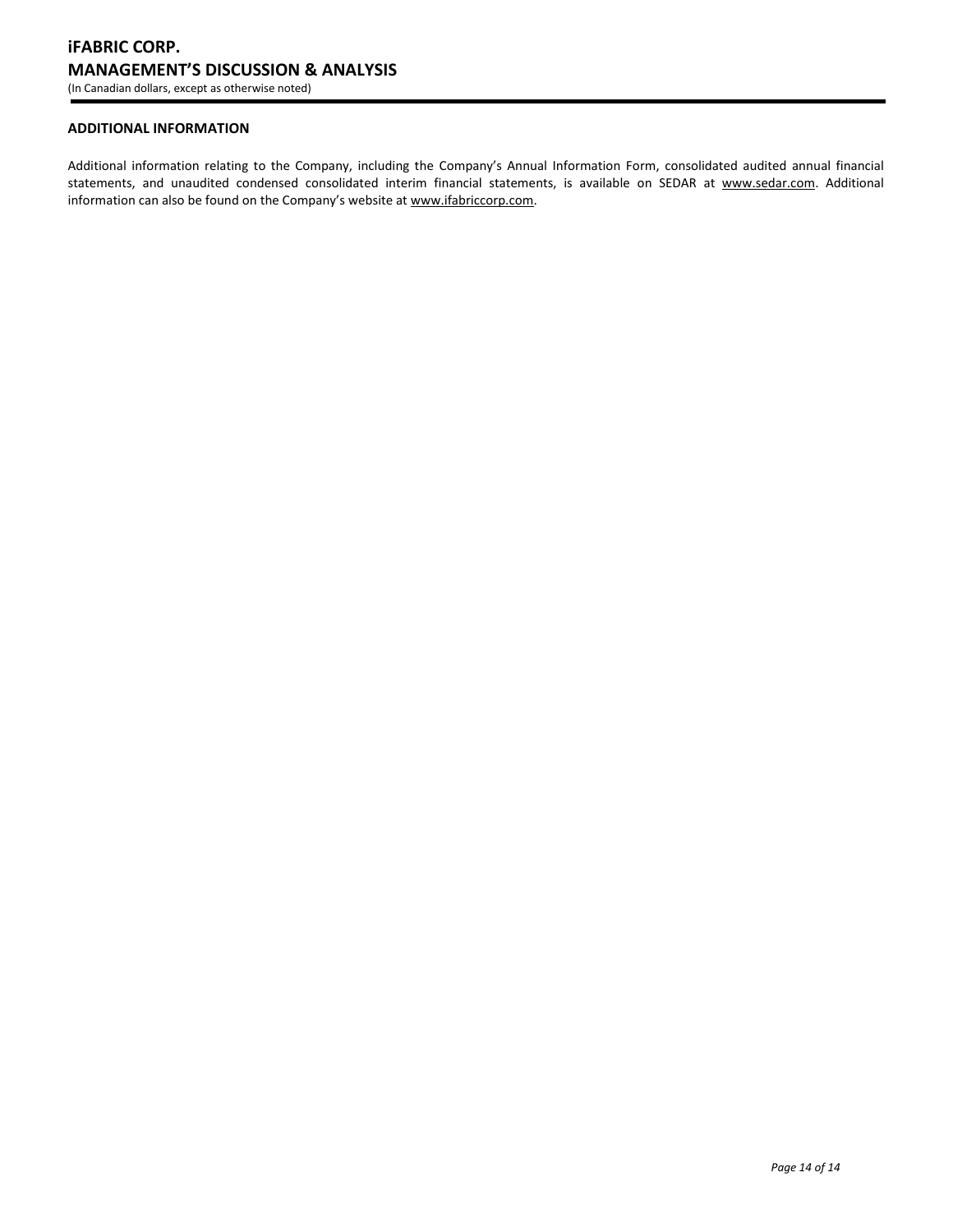## ADDITIONAL INFORMATION

Additional information relating to the Company, including the Company's Annual Information Form, consolidated audited annual financial statements, and unaudited condensed consolidated interim financial statements, is available on SEDAR at www.sedar.com. Additional information can also be found on the Company's website at www.ifabriccorp.com.